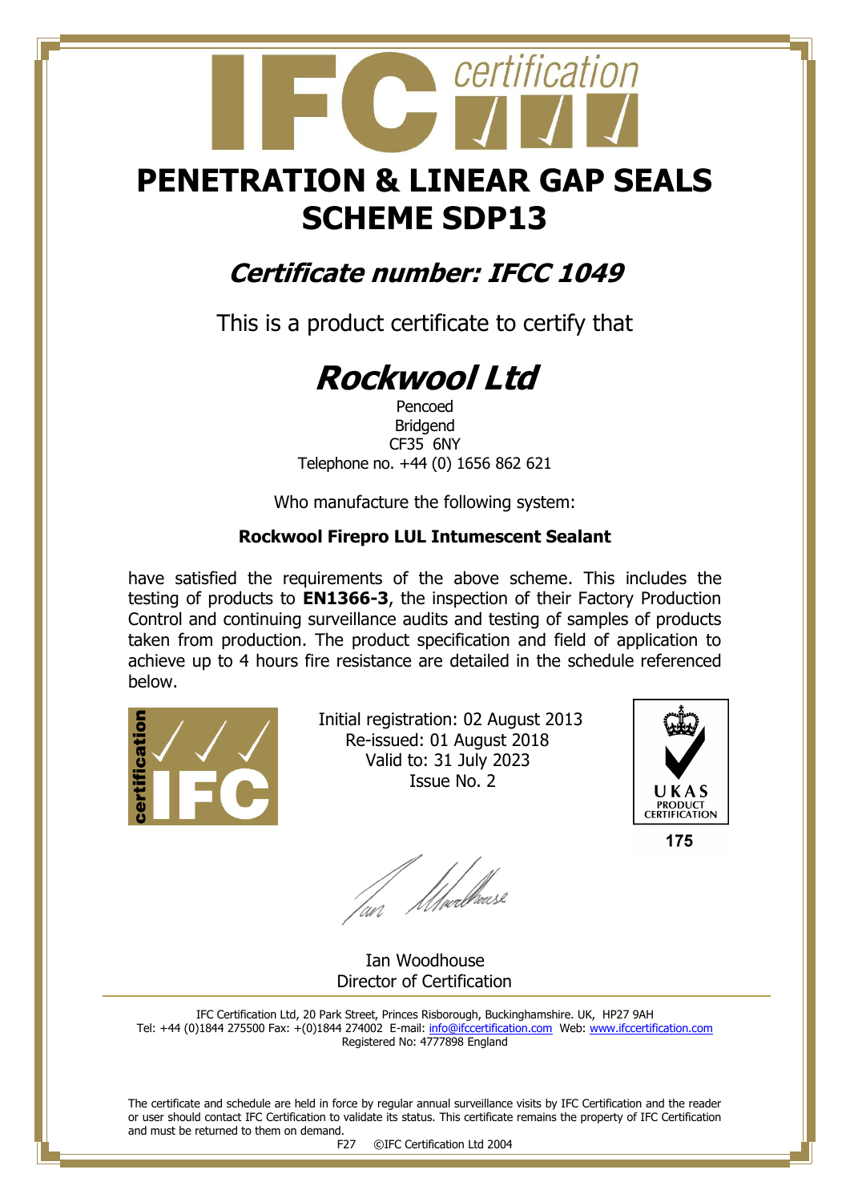# PENETRATION & LINEAR GAP SEALS SCHEME SDP13

## *Certificate number: IFCC 1049*

This is a product certificate to certify that

# *Rockwool Ltd*

Pencoed
Bridgend
CF35 6NY
Telephone no. +44 (0) 1656 862 621

Who manufacture the following system:

**Rockwool Firepro LUL Intumescent Sealant**

have satisfied the requirements of the above scheme. This includes the testing of products to **EN1366-3**, the inspection of their Factory Production Control and continuing surveillance audits and testing of samples of products taken from production. The product specification and field of application to achieve up to 4 hours fire resistance are detailed in the schedule referenced below.

Initial registration: 02 August 2013
Re-issued: 01 August 2018
Valid to: 31 July 2023
Issue No. 2

UKAS PRODUCT CERTIFICATION
175

Ian Woodhouse
Director of Certification

IFC Certification Ltd, 20 Park Street, Princes Risborough, Buckinghamshire. UK, HP27 9AH
Tel: +44 (0)1844 275500 Fax: +(0)1844 274002 E-mail: info@ifccertification.com Web: www.ifccertification.com
Registered No: 4777898 England

The certificate and schedule are held in force by regular annual surveillance visits by IFC Certification and the reader or user should contact IFC Certification to validate its status. This certificate remains the property of IFC Certification and must be returned to them on demand.

F27 ©IFC Certification Ltd 2004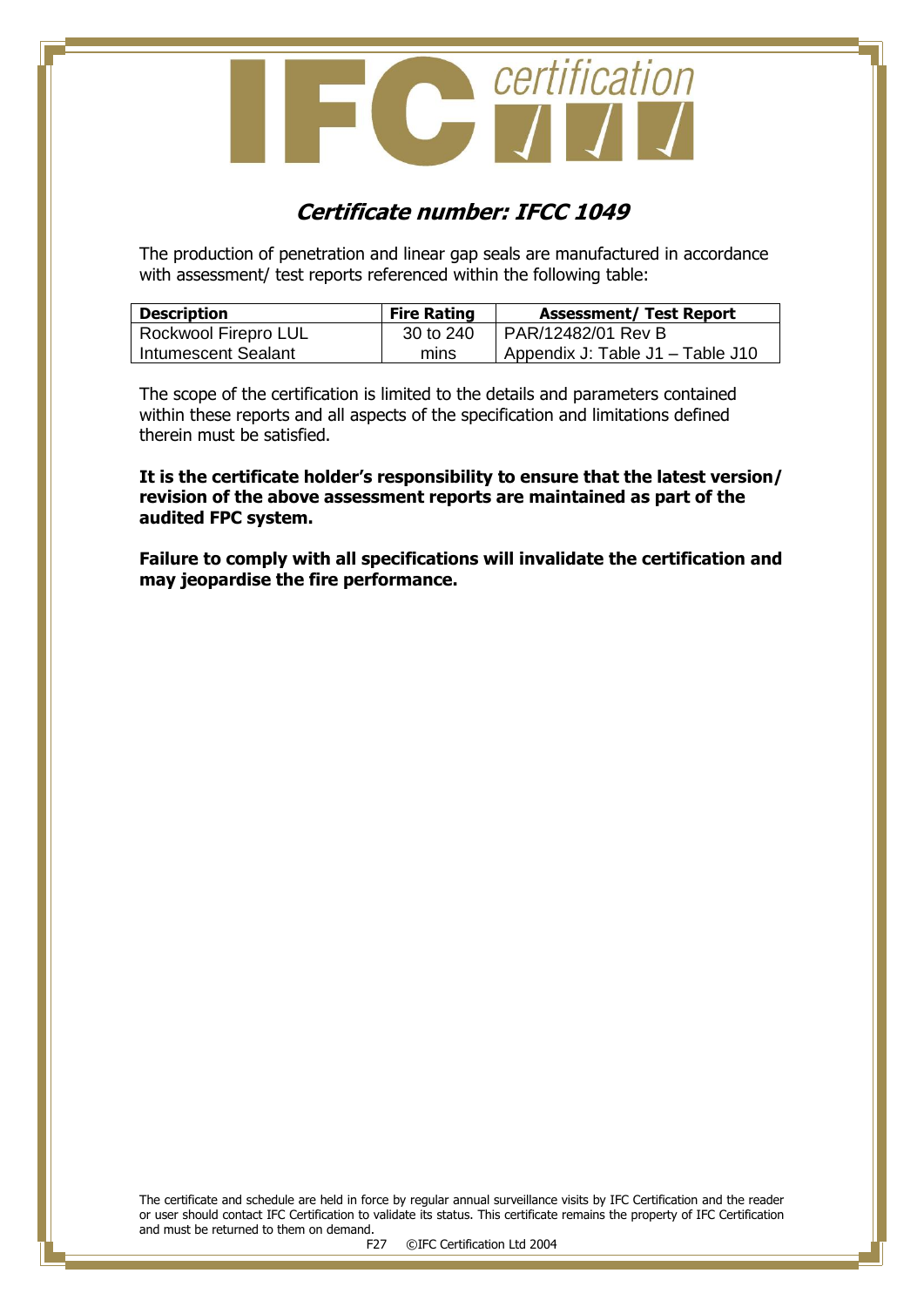## *Certificate number: IFCC 1049*

The production of penetration and linear gap seals are manufactured in accordance with assessment/ test reports referenced within the following table:

| Description | Fire Rating | Assessment/ Test Report |
|---|---|---|
| Rockwool Firepro LUL Intumescent Sealant | 30 to 240 mins | PAR/12482/01 Rev B Appendix J: Table J1 – Table J10 |

The scope of the certification is limited to the details and parameters contained within these reports and all aspects of the specification and limitations defined therein must be satisfied.

**It is the certificate holder's responsibility to ensure that the latest version/ revision of the above assessment reports are maintained as part of the audited FPC system.**

**Failure to comply with all specifications will invalidate the certification and may jeopardise the fire performance.**

The certificate and schedule are held in force by regular annual surveillance visits by IFC Certification and the reader or user should contact IFC Certification to validate its status. This certificate remains the property of IFC Certification and must be returned to them on demand.

F27 ©IFC Certification Ltd 2004